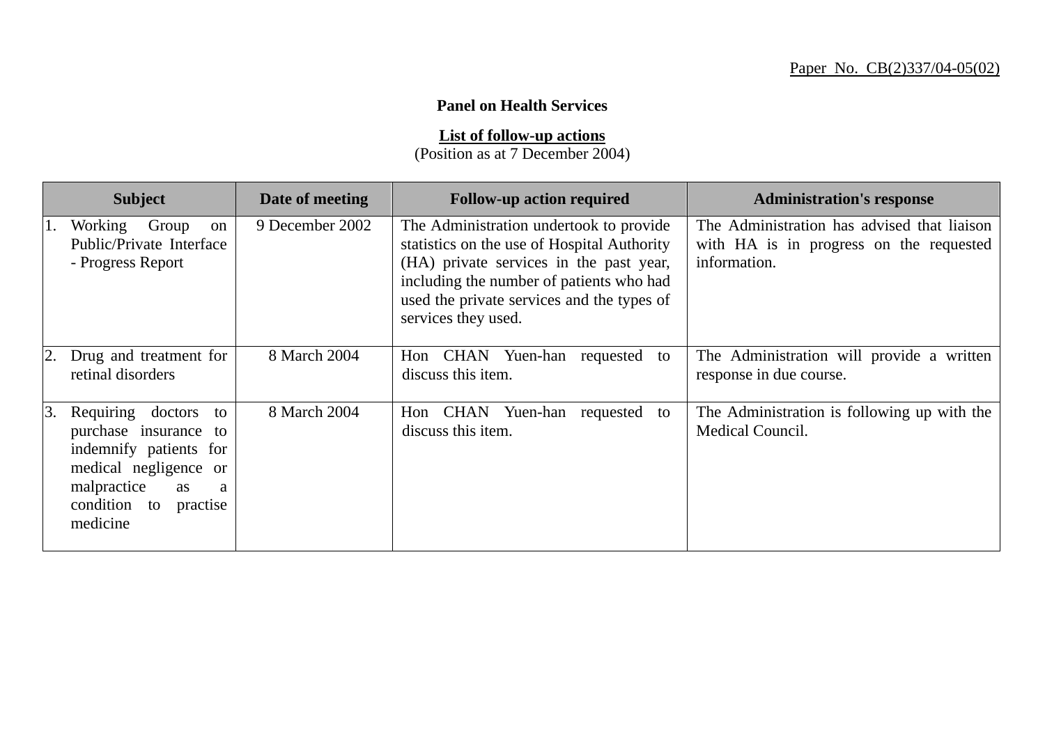Paper No. CB(2)337/04-05(02)

**Panel on Health Services**

**List of follow-up actions**
(Position as at 7 December 2004)

| Subject | Date of meeting | Follow-up action required | Administration's response |
| --- | --- | --- | --- |
| 1. Working Group on Public/Private Interface - Progress Report | 9 December 2002 | The Administration undertook to provide statistics on the use of Hospital Authority (HA) private services in the past year, including the number of patients who had used the private services and the types of services they used. | The Administration has advised that liaison with HA is in progress on the requested information. |
| 2. Drug and treatment for retinal disorders | 8 March 2004 | Hon CHAN Yuen-han requested to discuss this item. | The Administration will provide a written response in due course. |
| 3. Requiring doctors to purchase insurance to indemnify patients for medical negligence or malpractice as a condition to practise medicine | 8 March 2004 | Hon CHAN Yuen-han requested to discuss this item. | The Administration is following up with the Medical Council. |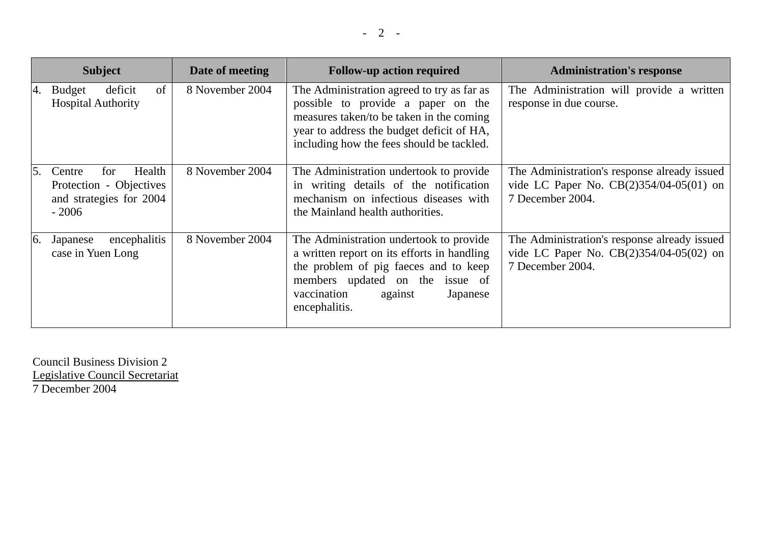| Subject | Date of meeting | Follow-up action required | Administration's response |
|---|---|---|---|
| 4. Budget deficit of Hospital Authority | 8 November 2004 | The Administration agreed to try as far as possible to provide a paper on the measures taken/to be taken in the coming year to address the budget deficit of HA, including how the fees should be tackled. | The Administration will provide a written response in due course. |
| 5. Centre for Health Protection - Objectives and strategies for 2004 - 2006 | 8 November 2004 | The Administration undertook to provide in writing details of the notification mechanism on infectious diseases with the Mainland health authorities. | The Administration's response already issued vide LC Paper No. CB(2)354/04-05(01) on 7 December 2004. |
| 6. Japanese encephalitis case in Yuen Long | 8 November 2004 | The Administration undertook to provide a written report on its efforts in handling the problem of pig faeces and to keep members updated on the issue of vaccination against Japanese encephalitis. | The Administration's response already issued vide LC Paper No. CB(2)354/04-05(02) on 7 December 2004. |

Council Business Division 2
Legislative Council Secretariat
7 December 2004